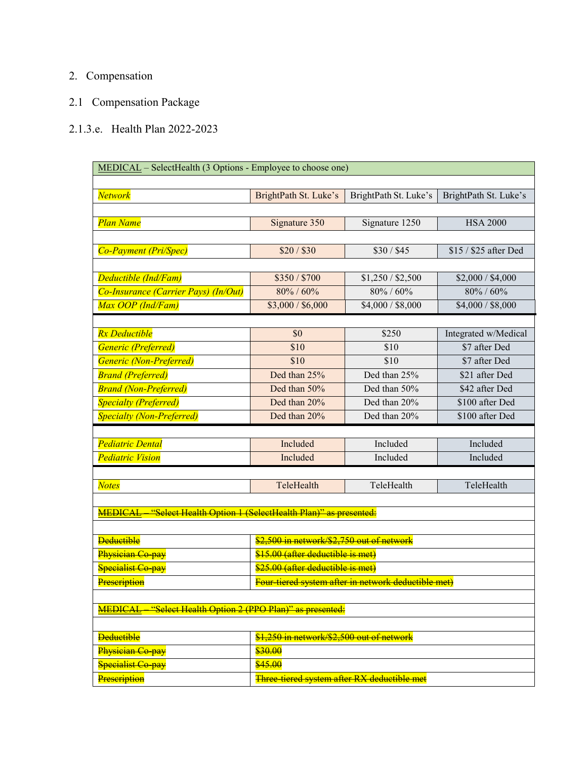2. Compensation

2.1 Compensation Package

2.1.3.e. Health Plan 2022-2023

| MEDICAL – SelectHealth (3 Options - Employee to choose one) | | | |
|---|---|---|---|
| | | | |
| *Network* | BrightPath St. Luke's | BrightPath St. Luke's | BrightPath St. Luke's |
| | | | |
| *Plan Name* | Signature 350 | Signature 1250 | HSA 2000 |
| | | | |
| *Co-Payment (Pri/Spec)* | $20 / $30 | $30 / $45 | $15 / $25 after Ded |
| | | | |
| *Deductible (Ind/Fam)* | $350 / $700 | $1,250 / $2,500 | $2,000 / $4,000 |
| *Co-Insurance (Carrier Pays) (In/Out)* | 80% / 60% | 80% / 60% | 80% / 60% |
| *Max OOP (Ind/Fam)* | $3,000 / $6,000 | $4,000 / $8,000 | $4,000 / $8,000 |
| | | | |
| *Rx Deductible* | $0 | $250 | Integrated w/Medical |
| *Generic (Preferred)* | $10 | $10 | $7 after Ded |
| *Generic (Non-Preferred)* | $10 | $10 | $7 after Ded |
| *Brand (Preferred)* | Ded than 25% | Ded than 25% | $21 after Ded |
| *Brand (Non-Preferred)* | Ded than 50% | Ded than 50% | $42 after Ded |
| *Specialty (Preferred)* | Ded than 20% | Ded than 20% | $100 after Ded |
| *Specialty (Non-Preferred)* | Ded than 20% | Ded than 20% | $100 after Ded |
| | | | |
| *Pediatric Dental* | Included | Included | Included |
| *Pediatric Vision* | Included | Included | Included |
| | | | |
| *Notes* | TeleHealth | TeleHealth | TeleHealth |

| ~~MEDICAL – "Select Health Option 1 (SelectHealth Plan)" as presented:~~ | |
|---|---|
| | |
| ~~Deductible~~ | ~~$2,500 in network/$2,750 out of network~~ |
| ~~Physician Co-pay~~ | ~~$15.00 (after deductible is met)~~ |
| ~~Specialist Co-pay~~ | ~~$25.00 (after deductible is met)~~ |
| ~~Prescription~~ | ~~Four-tiered system after in network deductible met)~~ |
| | |
| ~~MEDICAL – "Select Health Option 2 (PPO Plan)" as presented:~~ | |
| | |
| ~~Deductible~~ | ~~$1,250 in network/$2,500 out of network~~ |
| ~~Physician Co-pay~~ | ~~$30.00~~ |
| ~~Specialist Co-pay~~ | ~~$45.00~~ |
| ~~Prescription~~ | ~~Three-tiered system after RX deductible met~~ |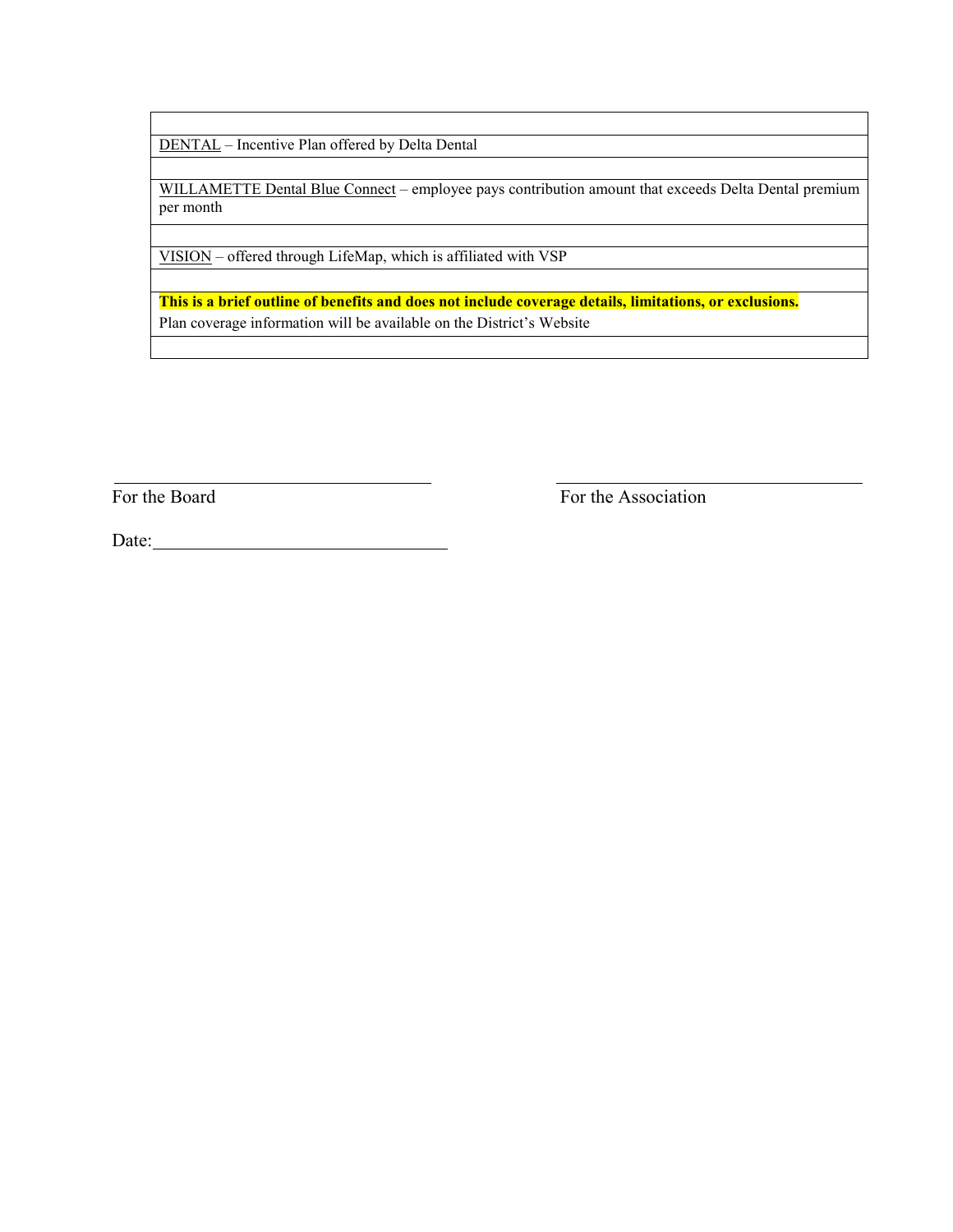| |
|---|
| DENTAL – Incentive Plan offered by Delta Dental |
| |
| WILLAMETTE Dental Blue Connect – employee pays contribution amount that exceeds Delta Dental premium per month |
| |
| VISION – offered through LifeMap, which is affiliated with VSP |
| |
| **This is a brief outline of benefits and does not include coverage details, limitations, or exclusions.** Plan coverage information will be available on the District's Website |
| |

\_\_\_\_\_\_\_\_\_\_\_\_\_\_\_\_\_\_\_\_\_\_\_\_\_\_\_\_\_\_\_\_
For the Board

\_\_\_\_\_\_\_\_\_\_\_\_\_\_\_\_\_\_\_\_\_\_\_\_\_\_\_\_\_\_\_\_
For the Association

Date:\_\_\_\_\_\_\_\_\_\_\_\_\_\_\_\_\_\_\_\_\_\_\_\_\_\_\_\_\_\_